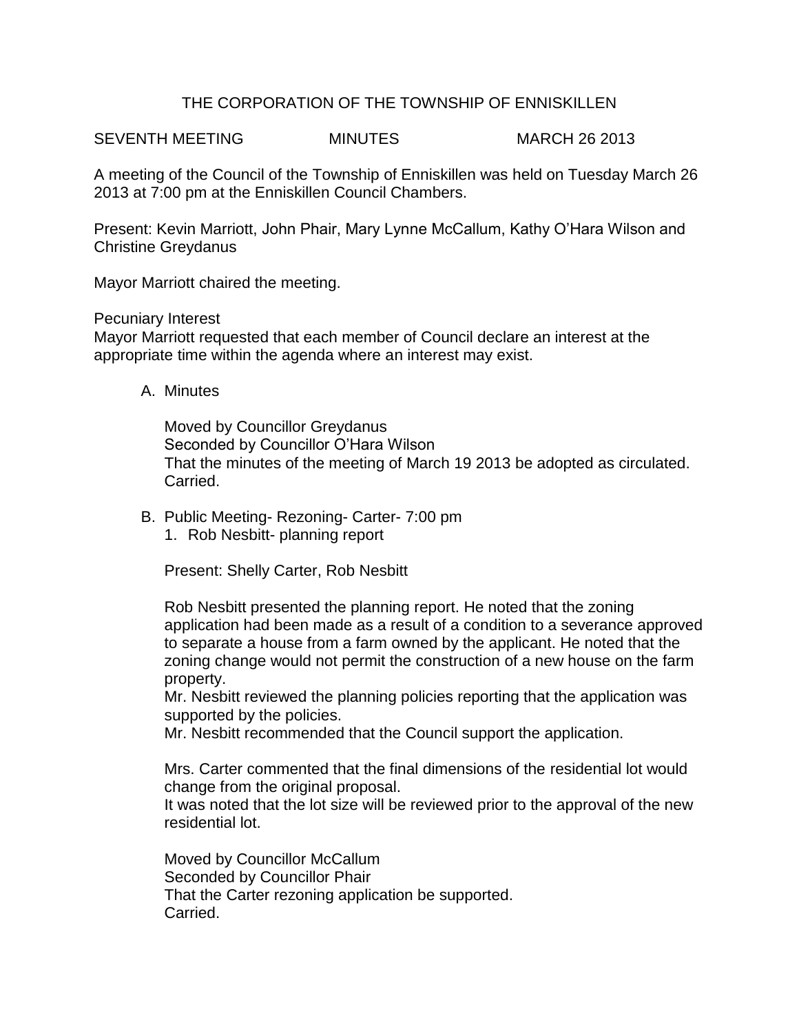# THE CORPORATION OF THE TOWNSHIP OF ENNISKILLEN

SEVENTH MEETING MINUTES MARCH 26 2013

A meeting of the Council of the Township of Enniskillen was held on Tuesday March 26 2013 at 7:00 pm at the Enniskillen Council Chambers.

Present: Kevin Marriott, John Phair, Mary Lynne McCallum, Kathy O'Hara Wilson and Christine Greydanus

Mayor Marriott chaired the meeting.

Pecuniary Interest
Mayor Marriott requested that each member of Council declare an interest at the appropriate time within the agenda where an interest may exist.

A. Minutes

   Moved by Councillor Greydanus
   Seconded by Councillor O'Hara Wilson
   That the minutes of the meeting of March 19 2013 be adopted as circulated.
   Carried.

B. Public Meeting- Rezoning- Carter- 7:00 pm
   1. Rob Nesbitt- planning report

   Present: Shelly Carter, Rob Nesbitt

   Rob Nesbitt presented the planning report. He noted that the zoning application had been made as a result of a condition to a severance approved to separate a house from a farm owned by the applicant. He noted that the zoning change would not permit the construction of a new house on the farm property.
   Mr. Nesbitt reviewed the planning policies reporting that the application was supported by the policies.
   Mr. Nesbitt recommended that the Council support the application.

   Mrs. Carter commented that the final dimensions of the residential lot would change from the original proposal.
   It was noted that the lot size will be reviewed prior to the approval of the new residential lot.

   Moved by Councillor McCallum
   Seconded by Councillor Phair
   That the Carter rezoning application be supported.
   Carried.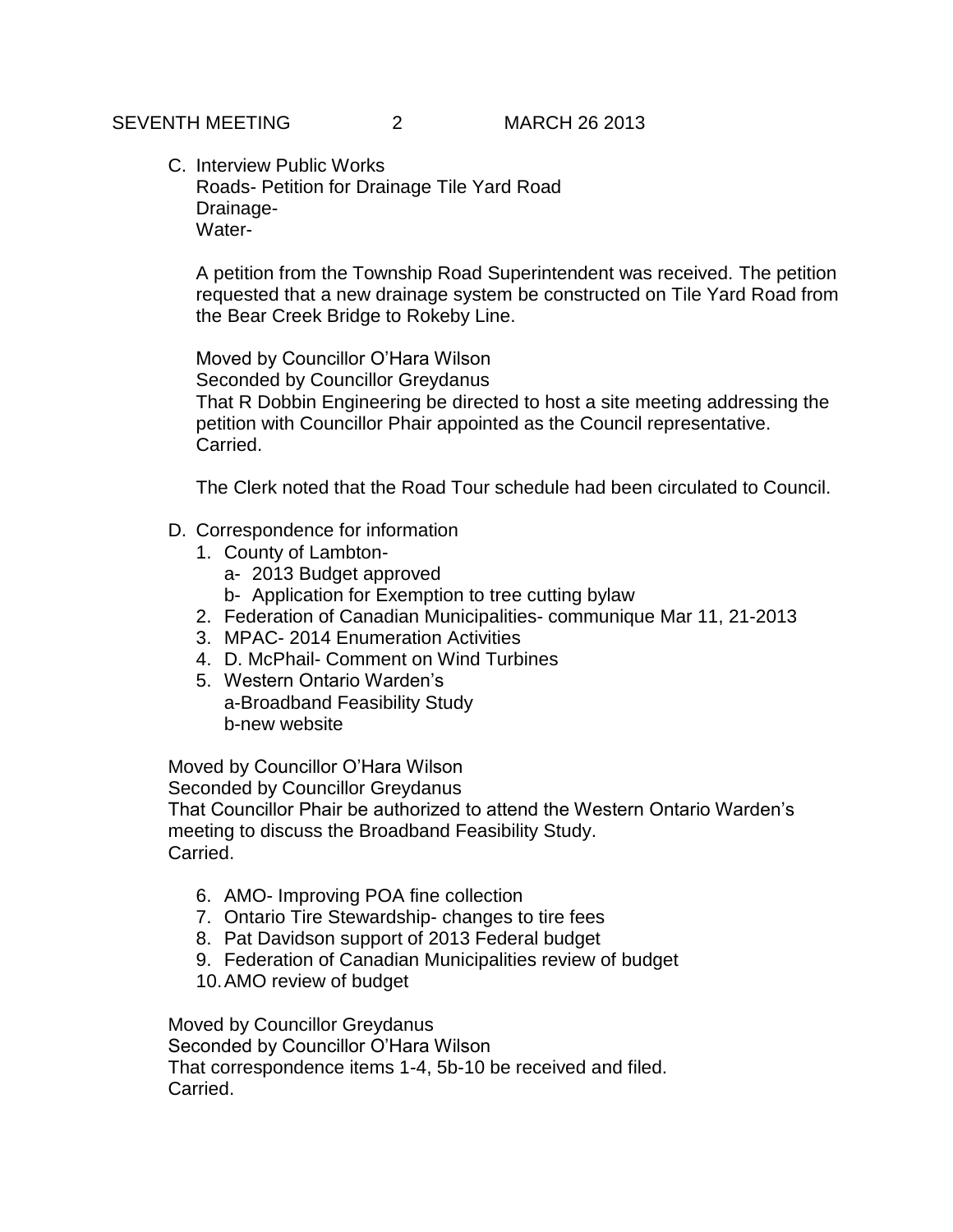C. Interview Public Works
   Roads- Petition for Drainage Tile Yard Road
   Drainage-
   Water-

   A petition from the Township Road Superintendent was received. The petition requested that a new drainage system be constructed on Tile Yard Road from the Bear Creek Bridge to Rokeby Line.

   Moved by Councillor O'Hara Wilson
   Seconded by Councillor Greydanus
   That R Dobbin Engineering be directed to host a site meeting addressing the petition with Councillor Phair appointed as the Council representative.
   Carried.

   The Clerk noted that the Road Tour schedule had been circulated to Council.

D. Correspondence for information
   1. County of Lambton-
      a- 2013 Budget approved
      b- Application for Exemption to tree cutting bylaw
   2. Federation of Canadian Municipalities- communique Mar 11, 21-2013
   3. MPAC- 2014 Enumeration Activities
   4. D. McPhail- Comment on Wind Turbines
   5. Western Ontario Warden's
      a-Broadband Feasibility Study
      b-new website

   Moved by Councillor O'Hara Wilson
   Seconded by Councillor Greydanus
   That Councillor Phair be authorized to attend the Western Ontario Warden's meeting to discuss the Broadband Feasibility Study.
   Carried.

   6. AMO- Improving POA fine collection
   7. Ontario Tire Stewardship- changes to tire fees
   8. Pat Davidson support of 2013 Federal budget
   9. Federation of Canadian Municipalities review of budget
   10. AMO review of budget

   Moved by Councillor Greydanus
   Seconded by Councillor O'Hara Wilson
   That correspondence items 1-4, 5b-10 be received and filed.
   Carried.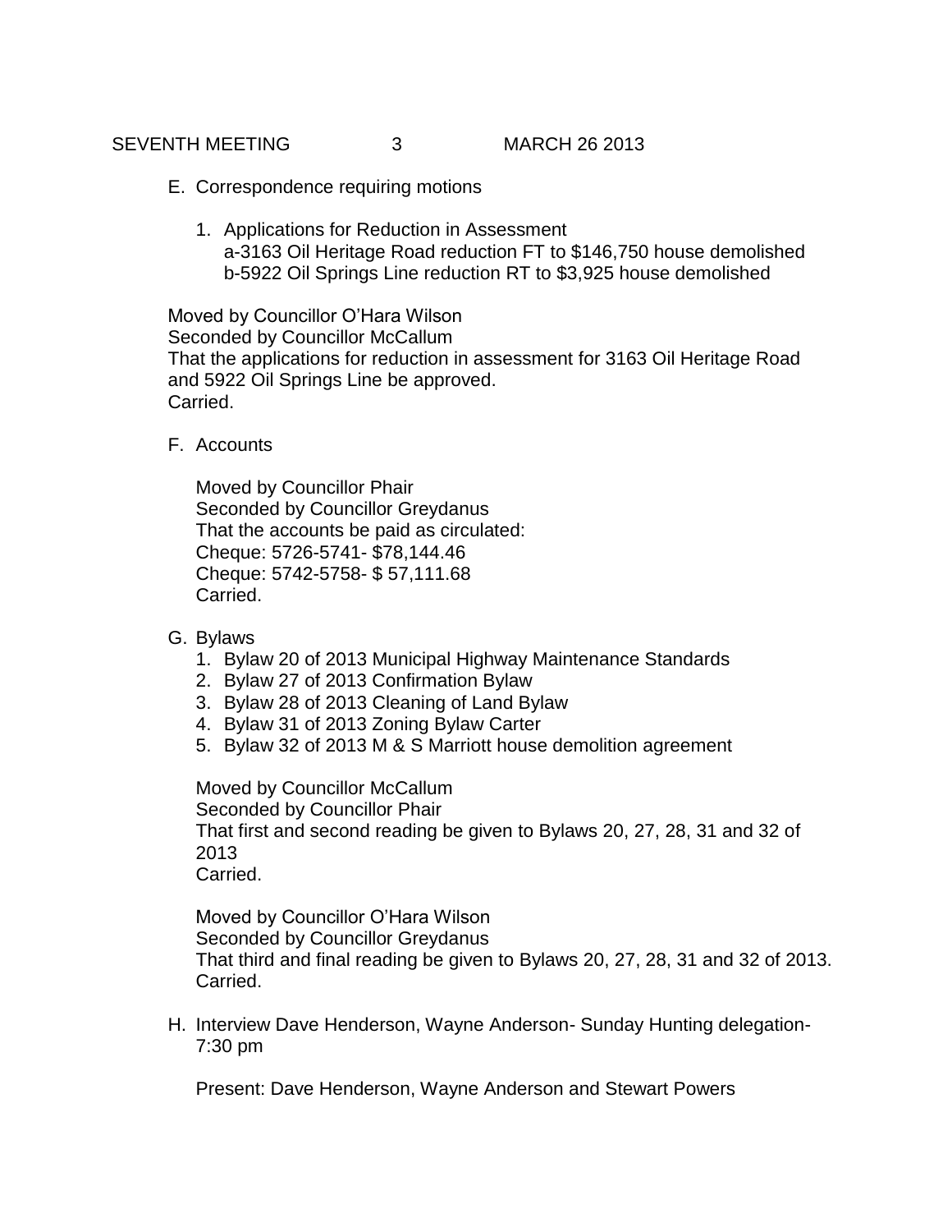E. Correspondence requiring motions

1. Applications for Reduction in Assessment
   a-3163 Oil Heritage Road reduction FT to $146,750 house demolished
   b-5922 Oil Springs Line reduction RT to $3,925 house demolished

Moved by Councillor O'Hara Wilson
Seconded by Councillor McCallum
That the applications for reduction in assessment for 3163 Oil Heritage Road and 5922 Oil Springs Line be approved.
Carried.

F. Accounts

Moved by Councillor Phair
Seconded by Councillor Greydanus
That the accounts be paid as circulated:
Cheque: 5726-5741- $78,144.46
Cheque: 5742-5758- $ 57,111.68
Carried.

G. Bylaws

1. Bylaw 20 of 2013 Municipal Highway Maintenance Standards
2. Bylaw 27 of 2013 Confirmation Bylaw
3. Bylaw 28 of 2013 Cleaning of Land Bylaw
4. Bylaw 31 of 2013 Zoning Bylaw Carter
5. Bylaw 32 of 2013 M & S Marriott house demolition agreement

Moved by Councillor McCallum
Seconded by Councillor Phair
That first and second reading be given to Bylaws 20, 27, 28, 31 and 32 of 2013
Carried.

Moved by Councillor O'Hara Wilson
Seconded by Councillor Greydanus
That third and final reading be given to Bylaws 20, 27, 28, 31 and 32 of 2013.
Carried.

H. Interview Dave Henderson, Wayne Anderson- Sunday Hunting delegation- 7:30 pm

Present: Dave Henderson, Wayne Anderson and Stewart Powers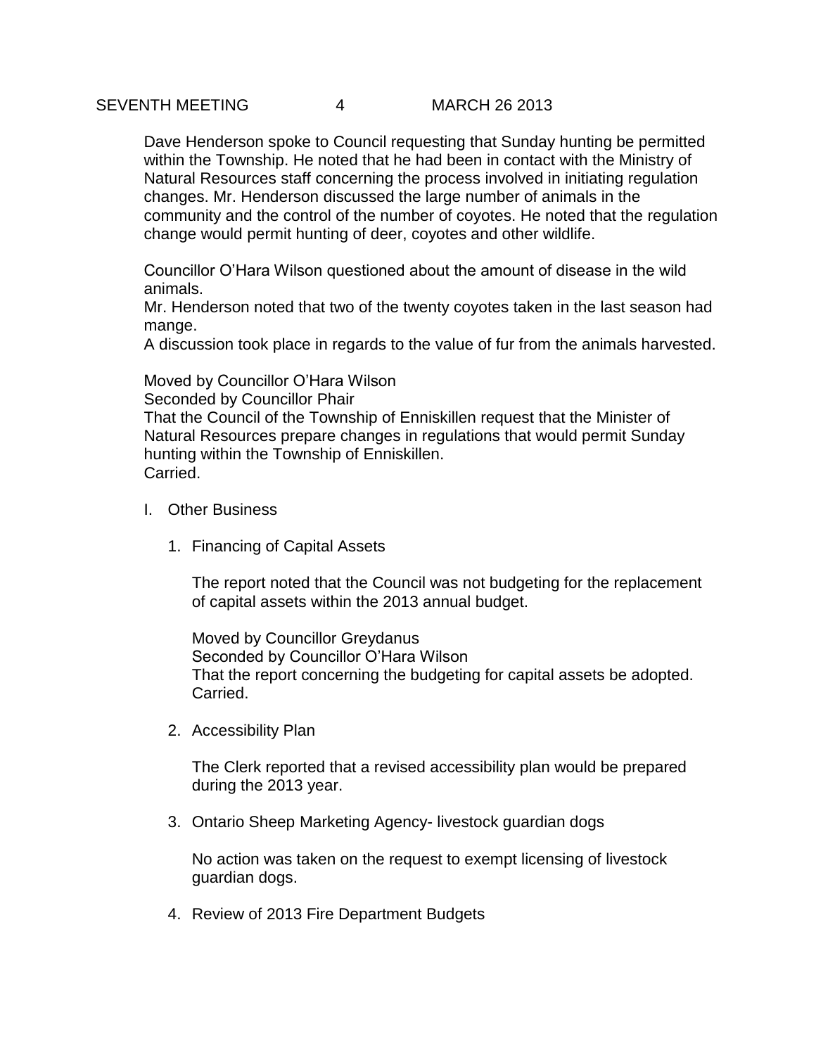Dave Henderson spoke to Council requesting that Sunday hunting be permitted within the Township. He noted that he had been in contact with the Ministry of Natural Resources staff concerning the process involved in initiating regulation changes. Mr. Henderson discussed the large number of animals in the community and the control of the number of coyotes. He noted that the regulation change would permit hunting of deer, coyotes and other wildlife.

Councillor O'Hara Wilson questioned about the amount of disease in the wild animals.
Mr. Henderson noted that two of the twenty coyotes taken in the last season had mange.
A discussion took place in regards to the value of fur from the animals harvested.

Moved by Councillor O'Hara Wilson
Seconded by Councillor Phair
That the Council of the Township of Enniskillen request that the Minister of Natural Resources prepare changes in regulations that would permit Sunday hunting within the Township of Enniskillen.
Carried.

I. Other Business

1. Financing of Capital Assets

   The report noted that the Council was not budgeting for the replacement of capital assets within the 2013 annual budget.

   Moved by Councillor Greydanus
   Seconded by Councillor O'Hara Wilson
   That the report concerning the budgeting for capital assets be adopted.
   Carried.

2. Accessibility Plan

   The Clerk reported that a revised accessibility plan would be prepared during the 2013 year.

3. Ontario Sheep Marketing Agency- livestock guardian dogs

   No action was taken on the request to exempt licensing of livestock guardian dogs.

4. Review of 2013 Fire Department Budgets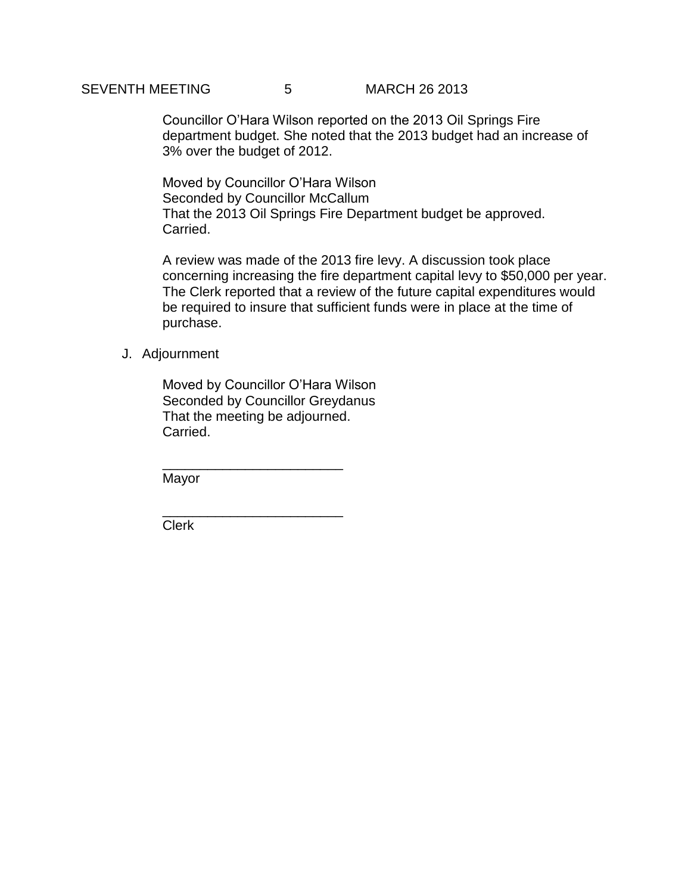Councillor O'Hara Wilson reported on the 2013 Oil Springs Fire department budget. She noted that the 2013 budget had an increase of 3% over the budget of 2012.

Moved by Councillor O'Hara Wilson
Seconded by Councillor McCallum
That the 2013 Oil Springs Fire Department budget be approved.
Carried.

A review was made of the 2013 fire levy. A discussion took place concerning increasing the fire department capital levy to $50,000 per year. The Clerk reported that a review of the future capital expenditures would be required to insure that sufficient funds were in place at the time of purchase.

J. Adjournment

Moved by Councillor O'Hara Wilson
Seconded by Councillor Greydanus
That the meeting be adjourned.
Carried.

________________________
Mayor

________________________
Clerk